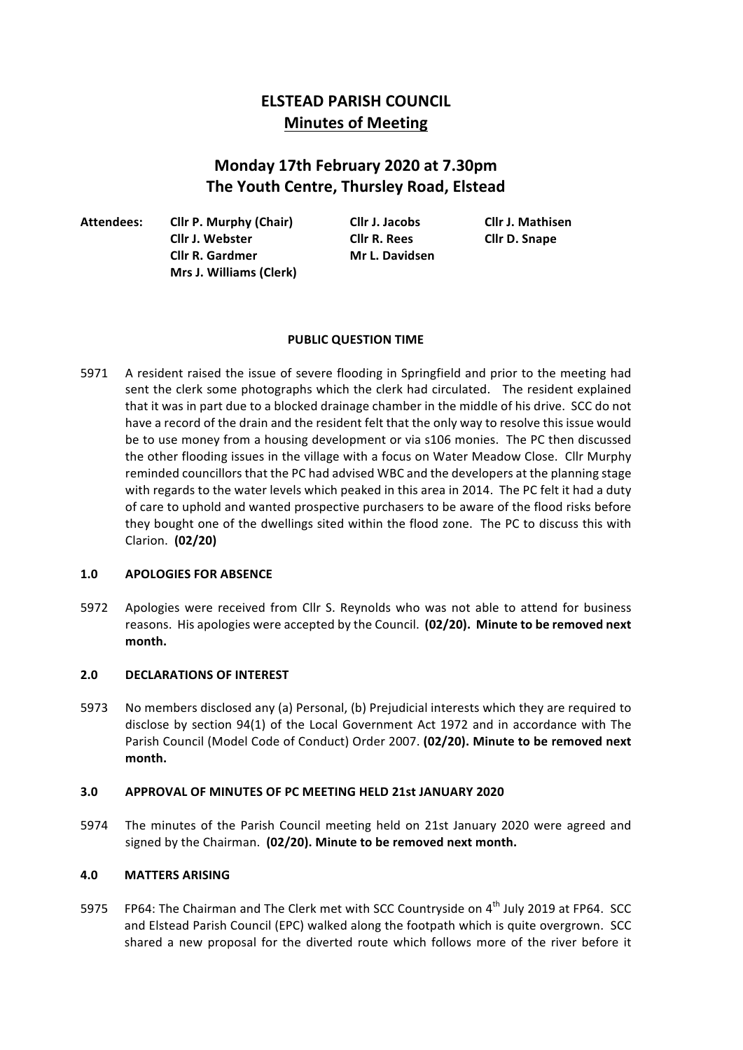# ELSTEAD PARISH COUNCIL

## Minutes of Meeting

## Monday 17th February 2020 at 7.30pm
## The Youth Centre, Thursley Road, Elstead

| Attendees: | Cllr P. Murphy (Chair) | Cllr J. Jacobs | Cllr J. Mathisen |
|---|---|---|---|
| | Cllr J. Webster | Cllr R. Rees | Cllr D. Snape |
| | Cllr R. Gardmer | Mr L. Davidsen | |
| | Mrs J. Williams (Clerk) | | |

**PUBLIC QUESTION TIME**

5971 A resident raised the issue of severe flooding in Springfield and prior to the meeting had sent the clerk some photographs which the clerk had circulated. The resident explained that it was in part due to a blocked drainage chamber in the middle of his drive. SCC do not have a record of the drain and the resident felt that the only way to resolve this issue would be to use money from a housing development or via s106 monies. The PC then discussed the other flooding issues in the village with a focus on Water Meadow Close. Cllr Murphy reminded councillors that the PC had advised WBC and the developers at the planning stage with regards to the water levels which peaked in this area in 2014. The PC felt it had a duty of care to uphold and wanted prospective purchasers to be aware of the flood risks before they bought one of the dwellings sited within the flood zone. The PC to discuss this with Clarion. **(02/20)**

**1.0 APOLOGIES FOR ABSENCE**

5972 Apologies were received from Cllr S. Reynolds who was not able to attend for business reasons. His apologies were accepted by the Council. **(02/20). Minute to be removed next month.**

**2.0 DECLARATIONS OF INTEREST**

5973 No members disclosed any (a) Personal, (b) Prejudicial interests which they are required to disclose by section 94(1) of the Local Government Act 1972 and in accordance with The Parish Council (Model Code of Conduct) Order 2007. **(02/20). Minute to be removed next month.**

**3.0 APPROVAL OF MINUTES OF PC MEETING HELD 21st JANUARY 2020**

5974 The minutes of the Parish Council meeting held on 21st January 2020 were agreed and signed by the Chairman. **(02/20). Minute to be removed next month.**

**4.0 MATTERS ARISING**

5975 FP64: The Chairman and The Clerk met with SCC Countryside on 4th July 2019 at FP64. SCC and Elstead Parish Council (EPC) walked along the footpath which is quite overgrown. SCC shared a new proposal for the diverted route which follows more of the river before it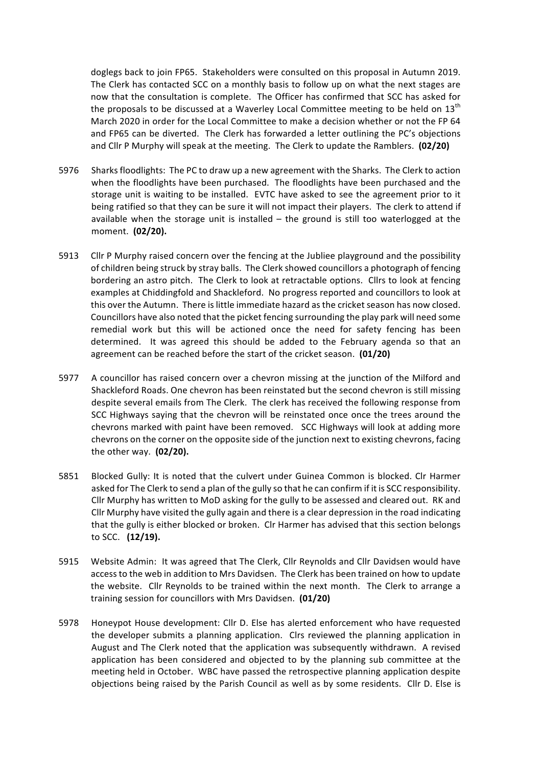doglegs back to join FP65. Stakeholders were consulted on this proposal in Autumn 2019. The Clerk has contacted SCC on a monthly basis to follow up on what the next stages are now that the consultation is complete. The Officer has confirmed that SCC has asked for the proposals to be discussed at a Waverley Local Committee meeting to be held on 13th March 2020 in order for the Local Committee to make a decision whether or not the FP 64 and FP65 can be diverted. The Clerk has forwarded a letter outlining the PC's objections and Cllr P Murphy will speak at the meeting. The Clerk to update the Ramblers. **(02/20)**

5976 Sharks floodlights: The PC to draw up a new agreement with the Sharks. The Clerk to action when the floodlights have been purchased. The floodlights have been purchased and the storage unit is waiting to be installed. EVTC have asked to see the agreement prior to it being ratified so that they can be sure it will not impact their players. The clerk to attend if available when the storage unit is installed – the ground is still too waterlogged at the moment. **(02/20).**

5913 Cllr P Murphy raised concern over the fencing at the Jubliee playground and the possibility of children being struck by stray balls. The Clerk showed councillors a photograph of fencing bordering an astro pitch. The Clerk to look at retractable options. Cllrs to look at fencing examples at Chiddingfold and Shackleford. No progress reported and councillors to look at this over the Autumn. There is little immediate hazard as the cricket season has now closed. Councillors have also noted that the picket fencing surrounding the play park will need some remedial work but this will be actioned once the need for safety fencing has been determined. It was agreed this should be added to the February agenda so that an agreement can be reached before the start of the cricket season. **(01/20)**

5977 A councillor has raised concern over a chevron missing at the junction of the Milford and Shackleford Roads. One chevron has been reinstated but the second chevron is still missing despite several emails from The Clerk. The clerk has received the following response from SCC Highways saying that the chevron will be reinstated once once the trees around the chevrons marked with paint have been removed. SCC Highways will look at adding more chevrons on the corner on the opposite side of the junction next to existing chevrons, facing the other way. **(02/20).**

5851 Blocked Gully: It is noted that the culvert under Guinea Common is blocked. Clr Harmer asked for The Clerk to send a plan of the gully so that he can confirm if it is SCC responsibility. Cllr Murphy has written to MoD asking for the gully to be assessed and cleared out. RK and Cllr Murphy have visited the gully again and there is a clear depression in the road indicating that the gully is either blocked or broken. Clr Harmer has advised that this section belongs to SCC. **(12/19).**

5915 Website Admin: It was agreed that The Clerk, Cllr Reynolds and Cllr Davidsen would have access to the web in addition to Mrs Davidsen. The Clerk has been trained on how to update the website. Cllr Reynolds to be trained within the next month. The Clerk to arrange a training session for councillors with Mrs Davidsen. **(01/20)**

5978 Honeypot House development: Cllr D. Else has alerted enforcement who have requested the developer submits a planning application. Clrs reviewed the planning application in August and The Clerk noted that the application was subsequently withdrawn. A revised application has been considered and objected to by the planning sub committee at the meeting held in October. WBC have passed the retrospective planning application despite objections being raised by the Parish Council as well as by some residents. Cllr D. Else is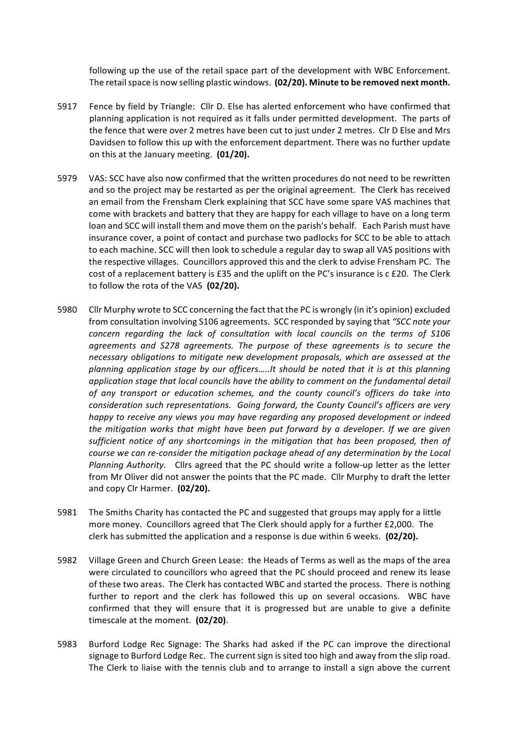following up the use of the retail space part of the development with WBC Enforcement. The retail space is now selling plastic windows. **(02/20). Minute to be removed next month.**

5917 Fence by field by Triangle: Cllr D. Else has alerted enforcement who have confirmed that planning application is not required as it falls under permitted development. The parts of the fence that were over 2 metres have been cut to just under 2 metres. Clr D Else and Mrs Davidsen to follow this up with the enforcement department. There was no further update on this at the January meeting. **(01/20).**

5979 VAS: SCC have also now confirmed that the written procedures do not need to be rewritten and so the project may be restarted as per the original agreement. The Clerk has received an email from the Frensham Clerk explaining that SCC have some spare VAS machines that come with brackets and battery that they are happy for each village to have on a long term loan and SCC will install them and move them on the parish's behalf. Each Parish must have insurance cover, a point of contact and purchase two padlocks for SCC to be able to attach to each machine. SCC will then look to schedule a regular day to swap all VAS positions with the respective villages. Councillors approved this and the clerk to advise Frensham PC. The cost of a replacement battery is £35 and the uplift on the PC's insurance is c £20. The Clerk to follow the rota of the VAS **(02/20).**

5980 Cllr Murphy wrote to SCC concerning the fact that the PC is wrongly (in it's opinion) excluded from consultation involving S106 agreements. SCC responded by saying that *"SCC note your concern regarding the lack of consultation with local councils on the terms of S106 agreements and S278 agreements. The purpose of these agreements is to secure the necessary obligations to mitigate new development proposals, which are assessed at the planning application stage by our officers…..It should be noted that it is at this planning application stage that local councils have the ability to comment on the fundamental detail of any transport or education schemes, and the county council's officers do take into consideration such representations. Going forward, the County Council's officers are very happy to receive any views you may have regarding any proposed development or indeed the mitigation works that might have been put forward by a developer. If we are given sufficient notice of any shortcomings in the mitigation that has been proposed, then of course we can re-consider the mitigation package ahead of any determination by the Local Planning Authority.* Cllrs agreed that the PC should write a follow-up letter as the letter from Mr Oliver did not answer the points that the PC made. Cllr Murphy to draft the letter and copy Clr Harmer. **(02/20).**

5981 The Smiths Charity has contacted the PC and suggested that groups may apply for a little more money. Councillors agreed that The Clerk should apply for a further £2,000. The clerk has submitted the application and a response is due within 6 weeks. **(02/20).**

5982 Village Green and Church Green Lease: the Heads of Terms as well as the maps of the area were circulated to councillors who agreed that the PC should proceed and renew its lease of these two areas. The Clerk has contacted WBC and started the process. There is nothing further to report and the clerk has followed this up on several occasions. WBC have confirmed that they will ensure that it is progressed but are unable to give a definite timescale at the moment. **(02/20)**.

5983 Burford Lodge Rec Signage: The Sharks had asked if the PC can improve the directional signage to Burford Lodge Rec. The current sign is sited too high and away from the slip road. The Clerk to liaise with the tennis club and to arrange to install a sign above the current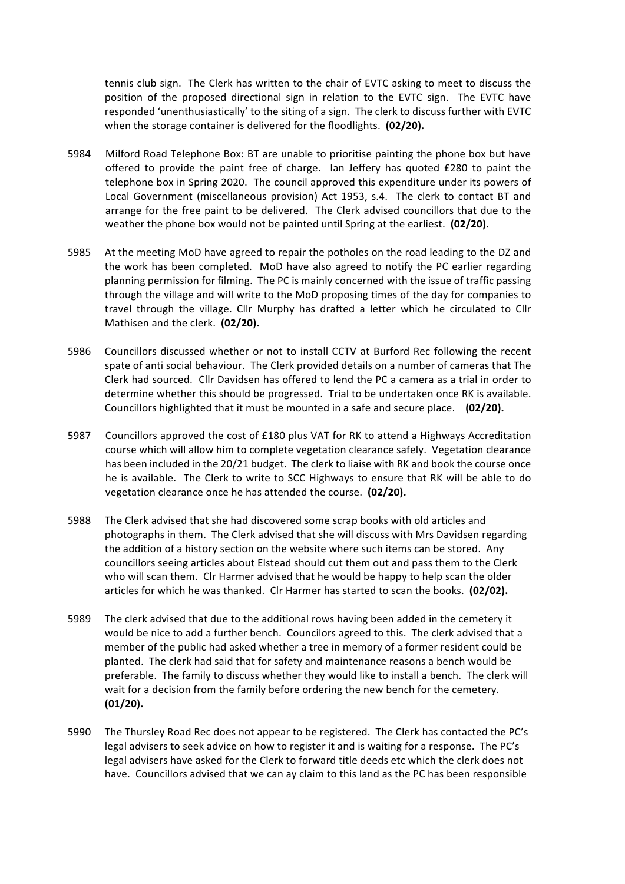tennis club sign. The Clerk has written to the chair of EVTC asking to meet to discuss the position of the proposed directional sign in relation to the EVTC sign. The EVTC have responded 'unenthusiastically' to the siting of a sign. The clerk to discuss further with EVTC when the storage container is delivered for the floodlights. **(02/20).**

5984 Milford Road Telephone Box: BT are unable to prioritise painting the phone box but have offered to provide the paint free of charge. Ian Jeffery has quoted £280 to paint the telephone box in Spring 2020. The council approved this expenditure under its powers of Local Government (miscellaneous provision) Act 1953, s.4. The clerk to contact BT and arrange for the free paint to be delivered. The Clerk advised councillors that due to the weather the phone box would not be painted until Spring at the earliest. **(02/20).**

5985 At the meeting MoD have agreed to repair the potholes on the road leading to the DZ and the work has been completed. MoD have also agreed to notify the PC earlier regarding planning permission for filming. The PC is mainly concerned with the issue of traffic passing through the village and will write to the MoD proposing times of the day for companies to travel through the village. Cllr Murphy has drafted a letter which he circulated to Cllr Mathisen and the clerk. **(02/20).**

5986 Councillors discussed whether or not to install CCTV at Burford Rec following the recent spate of anti social behaviour. The Clerk provided details on a number of cameras that The Clerk had sourced. Cllr Davidsen has offered to lend the PC a camera as a trial in order to determine whether this should be progressed. Trial to be undertaken once RK is available. Councillors highlighted that it must be mounted in a safe and secure place. **(02/20).**

5987 Councillors approved the cost of £180 plus VAT for RK to attend a Highways Accreditation course which will allow him to complete vegetation clearance safely. Vegetation clearance has been included in the 20/21 budget. The clerk to liaise with RK and book the course once he is available. The Clerk to write to SCC Highways to ensure that RK will be able to do vegetation clearance once he has attended the course. **(02/20).**

5988 The Clerk advised that she had discovered some scrap books with old articles and photographs in them. The Clerk advised that she will discuss with Mrs Davidsen regarding the addition of a history section on the website where such items can be stored. Any councillors seeing articles about Elstead should cut them out and pass them to the Clerk who will scan them. Clr Harmer advised that he would be happy to help scan the older articles for which he was thanked. Clr Harmer has started to scan the books. **(02/02).**

5989 The clerk advised that due to the additional rows having been added in the cemetery it would be nice to add a further bench. Councilors agreed to this. The clerk advised that a member of the public had asked whether a tree in memory of a former resident could be planted. The clerk had said that for safety and maintenance reasons a bench would be preferable. The family to discuss whether they would like to install a bench. The clerk will wait for a decision from the family before ordering the new bench for the cemetery. **(01/20).**

5990 The Thursley Road Rec does not appear to be registered. The Clerk has contacted the PC's legal advisers to seek advice on how to register it and is waiting for a response. The PC's legal advisers have asked for the Clerk to forward title deeds etc which the clerk does not have. Councillors advised that we can ay claim to this land as the PC has been responsible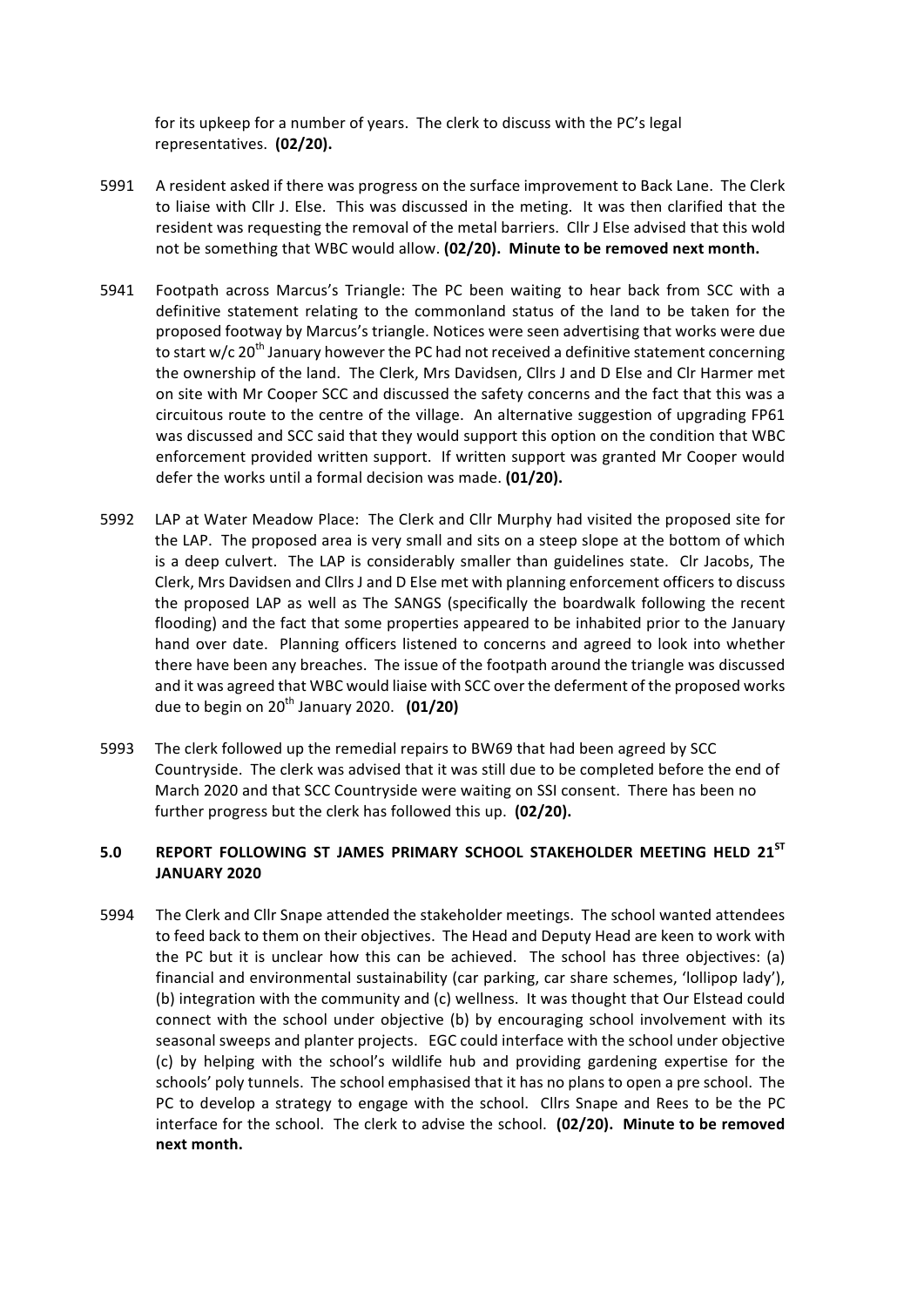for its upkeep for a number of years. The clerk to discuss with the PC's legal representatives. **(02/20).**

5991 A resident asked if there was progress on the surface improvement to Back Lane. The Clerk to liaise with Cllr J. Else. This was discussed in the meting. It was then clarified that the resident was requesting the removal of the metal barriers. Cllr J Else advised that this wold not be something that WBC would allow. **(02/20). Minute to be removed next month.**

5941 Footpath across Marcus's Triangle: The PC been waiting to hear back from SCC with a definitive statement relating to the commonland status of the land to be taken for the proposed footway by Marcus's triangle. Notices were seen advertising that works were due to start w/c 20th January however the PC had not received a definitive statement concerning the ownership of the land. The Clerk, Mrs Davidsen, Cllrs J and D Else and Clr Harmer met on site with Mr Cooper SCC and discussed the safety concerns and the fact that this was a circuitous route to the centre of the village. An alternative suggestion of upgrading FP61 was discussed and SCC said that they would support this option on the condition that WBC enforcement provided written support. If written support was granted Mr Cooper would defer the works until a formal decision was made. **(01/20).**

5992 LAP at Water Meadow Place: The Clerk and Cllr Murphy had visited the proposed site for the LAP. The proposed area is very small and sits on a steep slope at the bottom of which is a deep culvert. The LAP is considerably smaller than guidelines state. Clr Jacobs, The Clerk, Mrs Davidsen and Cllrs J and D Else met with planning enforcement officers to discuss the proposed LAP as well as The SANGS (specifically the boardwalk following the recent flooding) and the fact that some properties appeared to be inhabited prior to the January hand over date. Planning officers listened to concerns and agreed to look into whether there have been any breaches. The issue of the footpath around the triangle was discussed and it was agreed that WBC would liaise with SCC over the deferment of the proposed works due to begin on 20th January 2020. **(01/20)**

5993 The clerk followed up the remedial repairs to BW69 that had been agreed by SCC Countryside. The clerk was advised that it was still due to be completed before the end of March 2020 and that SCC Countryside were waiting on SSI consent. There has been no further progress but the clerk has followed this up. **(02/20).**

## 5.0 REPORT FOLLOWING ST JAMES PRIMARY SCHOOL STAKEHOLDER MEETING HELD 21ST JANUARY 2020

5994 The Clerk and Cllr Snape attended the stakeholder meetings. The school wanted attendees to feed back to them on their objectives. The Head and Deputy Head are keen to work with the PC but it is unclear how this can be achieved. The school has three objectives: (a) financial and environmental sustainability (car parking, car share schemes, 'lollipop lady'), (b) integration with the community and (c) wellness. It was thought that Our Elstead could connect with the school under objective (b) by encouraging school involvement with its seasonal sweeps and planter projects. EGC could interface with the school under objective (c) by helping with the school's wildlife hub and providing gardening expertise for the schools' poly tunnels. The school emphasised that it has no plans to open a pre school. The PC to develop a strategy to engage with the school. Cllrs Snape and Rees to be the PC interface for the school. The clerk to advise the school. **(02/20). Minute to be removed next month.**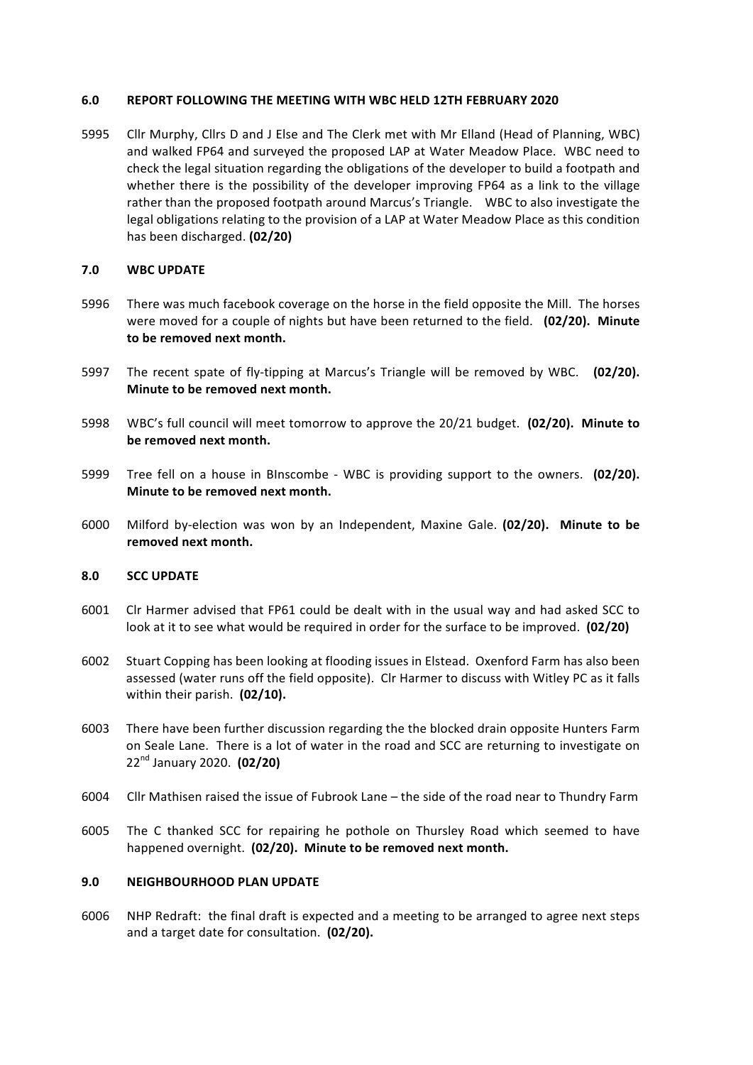## 6.0 REPORT FOLLOWING THE MEETING WITH WBC HELD 12TH FEBRUARY 2020

5995 Cllr Murphy, Cllrs D and J Else and The Clerk met with Mr Elland (Head of Planning, WBC) and walked FP64 and surveyed the proposed LAP at Water Meadow Place. WBC need to check the legal situation regarding the obligations of the developer to build a footpath and whether there is the possibility of the developer improving FP64 as a link to the village rather than the proposed footpath around Marcus's Triangle. WBC to also investigate the legal obligations relating to the provision of a LAP at Water Meadow Place as this condition has been discharged. **(02/20)**

## 7.0 WBC UPDATE

5996 There was much facebook coverage on the horse in the field opposite the Mill. The horses were moved for a couple of nights but have been returned to the field. **(02/20). Minute to be removed next month.**

5997 The recent spate of fly-tipping at Marcus's Triangle will be removed by WBC. **(02/20). Minute to be removed next month.**

5998 WBC's full council will meet tomorrow to approve the 20/21 budget. **(02/20). Minute to be removed next month.**

5999 Tree fell on a house in BInscombe - WBC is providing support to the owners. **(02/20). Minute to be removed next month.**

6000 Milford by-election was won by an Independent, Maxine Gale. **(02/20). Minute to be removed next month.**

## 8.0 SCC UPDATE

6001 Clr Harmer advised that FP61 could be dealt with in the usual way and had asked SCC to look at it to see what would be required in order for the surface to be improved. **(02/20)**

6002 Stuart Copping has been looking at flooding issues in Elstead. Oxenford Farm has also been assessed (water runs off the field opposite). Clr Harmer to discuss with Witley PC as it falls within their parish. **(02/10).**

6003 There have been further discussion regarding the the blocked drain opposite Hunters Farm on Seale Lane. There is a lot of water in the road and SCC are returning to investigate on 22nd January 2020. **(02/20)**

6004 Cllr Mathisen raised the issue of Fubrook Lane – the side of the road near to Thundry Farm

6005 The C thanked SCC for repairing he pothole on Thursley Road which seemed to have happened overnight. **(02/20). Minute to be removed next month.**

## 9.0 NEIGHBOURHOOD PLAN UPDATE

6006 NHP Redraft: the final draft is expected and a meeting to be arranged to agree next steps and a target date for consultation. **(02/20).**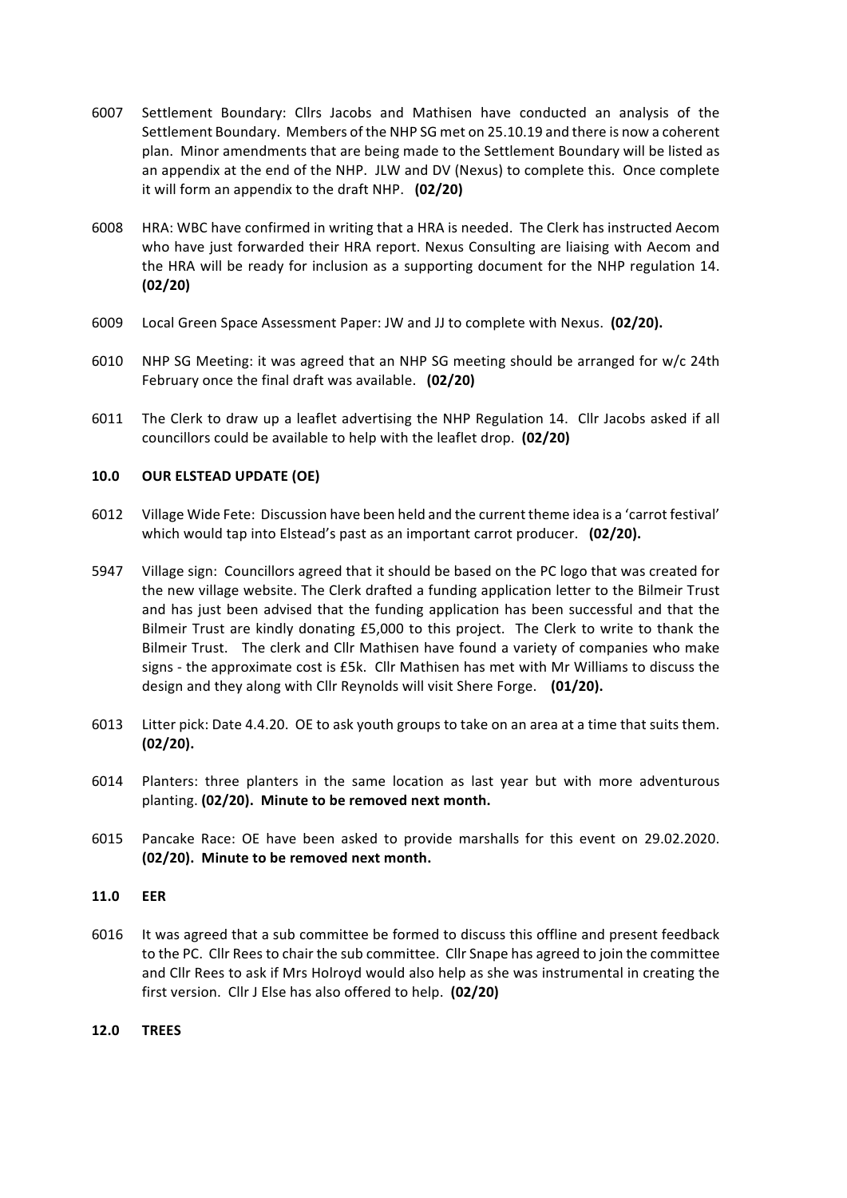6007 Settlement Boundary: Cllrs Jacobs and Mathisen have conducted an analysis of the Settlement Boundary. Members of the NHP SG met on 25.10.19 and there is now a coherent plan. Minor amendments that are being made to the Settlement Boundary will be listed as an appendix at the end of the NHP. JLW and DV (Nexus) to complete this. Once complete it will form an appendix to the draft NHP. **(02/20)**

6008 HRA: WBC have confirmed in writing that a HRA is needed. The Clerk has instructed Aecom who have just forwarded their HRA report. Nexus Consulting are liaising with Aecom and the HRA will be ready for inclusion as a supporting document for the NHP regulation 14. **(02/20)**

6009 Local Green Space Assessment Paper: JW and JJ to complete with Nexus. **(02/20).**

6010 NHP SG Meeting: it was agreed that an NHP SG meeting should be arranged for w/c 24th February once the final draft was available. **(02/20)**

6011 The Clerk to draw up a leaflet advertising the NHP Regulation 14. Cllr Jacobs asked if all councillors could be available to help with the leaflet drop. **(02/20)**

## 10.0 OUR ELSTEAD UPDATE (OE)

6012 Village Wide Fete: Discussion have been held and the current theme idea is a 'carrot festival' which would tap into Elstead's past as an important carrot producer. **(02/20).**

5947 Village sign: Councillors agreed that it should be based on the PC logo that was created for the new village website. The Clerk drafted a funding application letter to the Bilmeir Trust and has just been advised that the funding application has been successful and that the Bilmeir Trust are kindly donating £5,000 to this project. The Clerk to write to thank the Bilmeir Trust. The clerk and Cllr Mathisen have found a variety of companies who make signs - the approximate cost is £5k. Cllr Mathisen has met with Mr Williams to discuss the design and they along with Cllr Reynolds will visit Shere Forge. **(01/20).**

6013 Litter pick: Date 4.4.20. OE to ask youth groups to take on an area at a time that suits them. **(02/20).**

6014 Planters: three planters in the same location as last year but with more adventurous planting. **(02/20). Minute to be removed next month.**

6015 Pancake Race: OE have been asked to provide marshalls for this event on 29.02.2020. **(02/20). Minute to be removed next month.**

## 11.0 EER

6016 It was agreed that a sub committee be formed to discuss this offline and present feedback to the PC. Cllr Rees to chair the sub committee. Cllr Snape has agreed to join the committee and Cllr Rees to ask if Mrs Holroyd would also help as she was instrumental in creating the first version. Cllr J Else has also offered to help. **(02/20)**

## 12.0 TREES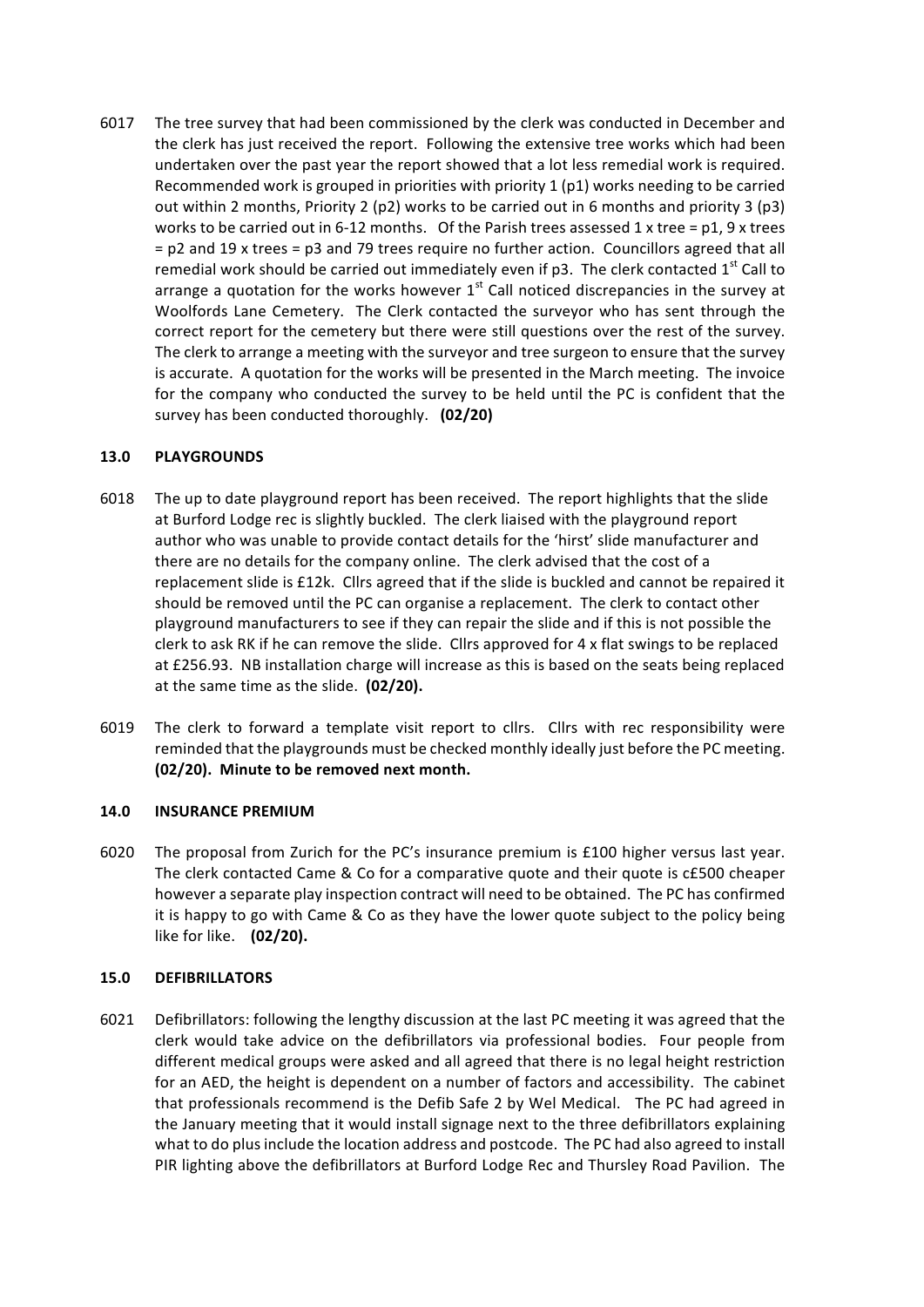6017 The tree survey that had been commissioned by the clerk was conducted in December and the clerk has just received the report. Following the extensive tree works which had been undertaken over the past year the report showed that a lot less remedial work is required. Recommended work is grouped in priorities with priority 1 (p1) works needing to be carried out within 2 months, Priority 2 (p2) works to be carried out in 6 months and priority 3 (p3) works to be carried out in 6-12 months. Of the Parish trees assessed 1 x tree = p1, 9 x trees = p2 and 19 x trees = p3 and 79 trees require no further action. Councillors agreed that all remedial work should be carried out immediately even if p3. The clerk contacted 1st Call to arrange a quotation for the works however 1st Call noticed discrepancies in the survey at Woolfords Lane Cemetery. The Clerk contacted the surveyor who has sent through the correct report for the cemetery but there were still questions over the rest of the survey. The clerk to arrange a meeting with the surveyor and tree surgeon to ensure that the survey is accurate. A quotation for the works will be presented in the March meeting. The invoice for the company who conducted the survey to be held until the PC is confident that the survey has been conducted thoroughly. **(02/20)**

## 13.0 PLAYGROUNDS

6018 The up to date playground report has been received. The report highlights that the slide at Burford Lodge rec is slightly buckled. The clerk liaised with the playground report author who was unable to provide contact details for the 'hirst' slide manufacturer and there are no details for the company online. The clerk advised that the cost of a replacement slide is £12k. Cllrs agreed that if the slide is buckled and cannot be repaired it should be removed until the PC can organise a replacement. The clerk to contact other playground manufacturers to see if they can repair the slide and if this is not possible the clerk to ask RK if he can remove the slide. Cllrs approved for 4 x flat swings to be replaced at £256.93. NB installation charge will increase as this is based on the seats being replaced at the same time as the slide. **(02/20).**

6019 The clerk to forward a template visit report to cllrs. Cllrs with rec responsibility were reminded that the playgrounds must be checked monthly ideally just before the PC meeting. **(02/20). Minute to be removed next month.**

## 14.0 INSURANCE PREMIUM

6020 The proposal from Zurich for the PC's insurance premium is £100 higher versus last year. The clerk contacted Came & Co for a comparative quote and their quote is c£500 cheaper however a separate play inspection contract will need to be obtained. The PC has confirmed it is happy to go with Came & Co as they have the lower quote subject to the policy being like for like. **(02/20).**

## 15.0 DEFIBRILLATORS

6021 Defibrillators: following the lengthy discussion at the last PC meeting it was agreed that the clerk would take advice on the defibrillators via professional bodies. Four people from different medical groups were asked and all agreed that there is no legal height restriction for an AED, the height is dependent on a number of factors and accessibility. The cabinet that professionals recommend is the Defib Safe 2 by Wel Medical. The PC had agreed in the January meeting that it would install signage next to the three defibrillators explaining what to do plus include the location address and postcode. The PC had also agreed to install PIR lighting above the defibrillators at Burford Lodge Rec and Thursley Road Pavilion. The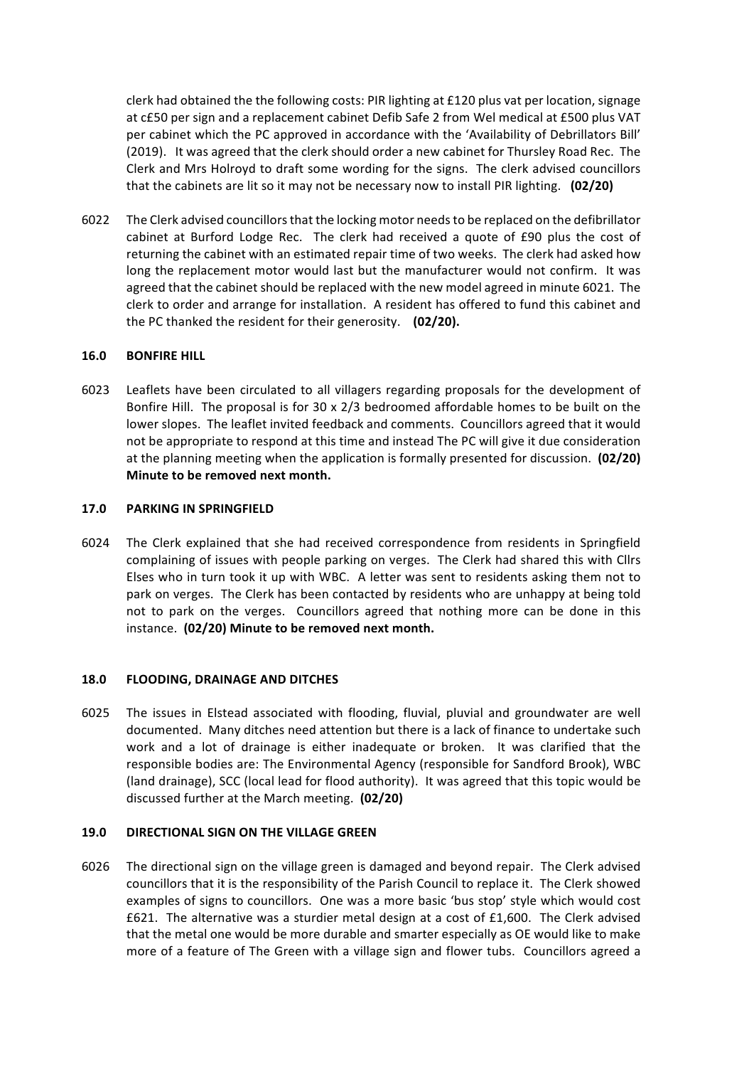clerk had obtained the the following costs: PIR lighting at £120 plus vat per location, signage at c£50 per sign and a replacement cabinet Defib Safe 2 from Wel medical at £500 plus VAT per cabinet which the PC approved in accordance with the 'Availability of Debrillators Bill' (2019). It was agreed that the clerk should order a new cabinet for Thursley Road Rec. The Clerk and Mrs Holroyd to draft some wording for the signs. The clerk advised councillors that the cabinets are lit so it may not be necessary now to install PIR lighting. **(02/20)**

6022 The Clerk advised councillors that the locking motor needs to be replaced on the defibrillator cabinet at Burford Lodge Rec. The clerk had received a quote of £90 plus the cost of returning the cabinet with an estimated repair time of two weeks. The clerk had asked how long the replacement motor would last but the manufacturer would not confirm. It was agreed that the cabinet should be replaced with the new model agreed in minute 6021. The clerk to order and arrange for installation. A resident has offered to fund this cabinet and the PC thanked the resident for their generosity. **(02/20).**

## 16.0 BONFIRE HILL

6023 Leaflets have been circulated to all villagers regarding proposals for the development of Bonfire Hill. The proposal is for 30 x 2/3 bedroomed affordable homes to be built on the lower slopes. The leaflet invited feedback and comments. Councillors agreed that it would not be appropriate to respond at this time and instead The PC will give it due consideration at the planning meeting when the application is formally presented for discussion. **(02/20) Minute to be removed next month.**

## 17.0 PARKING IN SPRINGFIELD

6024 The Clerk explained that she had received correspondence from residents in Springfield complaining of issues with people parking on verges. The Clerk had shared this with Cllrs Elses who in turn took it up with WBC. A letter was sent to residents asking them not to park on verges. The Clerk has been contacted by residents who are unhappy at being told not to park on the verges. Councillors agreed that nothing more can be done in this instance. **(02/20) Minute to be removed next month.**

## 18.0 FLOODING, DRAINAGE AND DITCHES

6025 The issues in Elstead associated with flooding, fluvial, pluvial and groundwater are well documented. Many ditches need attention but there is a lack of finance to undertake such work and a lot of drainage is either inadequate or broken. It was clarified that the responsible bodies are: The Environmental Agency (responsible for Sandford Brook), WBC (land drainage), SCC (local lead for flood authority). It was agreed that this topic would be discussed further at the March meeting. **(02/20)**

## 19.0 DIRECTIONAL SIGN ON THE VILLAGE GREEN

6026 The directional sign on the village green is damaged and beyond repair. The Clerk advised councillors that it is the responsibility of the Parish Council to replace it. The Clerk showed examples of signs to councillors. One was a more basic 'bus stop' style which would cost £621. The alternative was a sturdier metal design at a cost of £1,600. The Clerk advised that the metal one would be more durable and smarter especially as OE would like to make more of a feature of The Green with a village sign and flower tubs. Councillors agreed a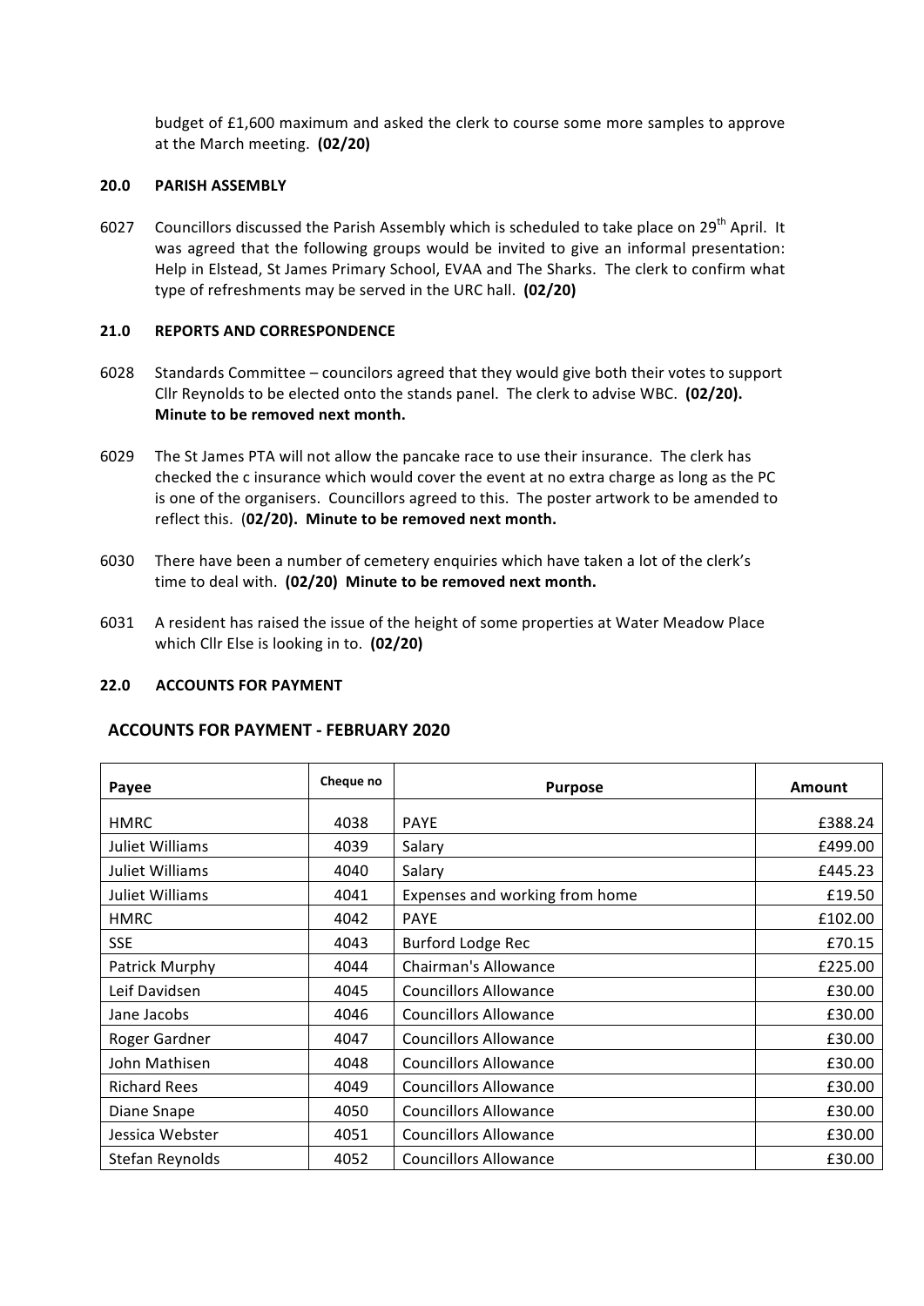budget of £1,600 maximum and asked the clerk to course some more samples to approve at the March meeting. **(02/20)**

## 20.0 PARISH ASSEMBLY

6027 Councillors discussed the Parish Assembly which is scheduled to take place on 29th April. It was agreed that the following groups would be invited to give an informal presentation: Help in Elstead, St James Primary School, EVAA and The Sharks. The clerk to confirm what type of refreshments may be served in the URC hall. **(02/20)**

## 21.0 REPORTS AND CORRESPONDENCE

6028 Standards Committee – councilors agreed that they would give both their votes to support Cllr Reynolds to be elected onto the stands panel. The clerk to advise WBC. **(02/20). Minute to be removed next month.**

6029 The St James PTA will not allow the pancake race to use their insurance. The clerk has checked the c insurance which would cover the event at no extra charge as long as the PC is one of the organisers. Councillors agreed to this. The poster artwork to be amended to reflect this. (**02/20). Minute to be removed next month.**

6030 There have been a number of cemetery enquiries which have taken a lot of the clerk's time to deal with. **(02/20) Minute to be removed next month.**

6031 A resident has raised the issue of the height of some properties at Water Meadow Place which Cllr Else is looking in to. **(02/20)**

## 22.0 ACCOUNTS FOR PAYMENT

### ACCOUNTS FOR PAYMENT - FEBRUARY 2020

| Payee | Cheque no | Purpose | Amount |
|---|---|---|---|
| HMRC | 4038 | PAYE | £388.24 |
| Juliet Williams | 4039 | Salary | £499.00 |
| Juliet Williams | 4040 | Salary | £445.23 |
| Juliet Williams | 4041 | Expenses and working from home | £19.50 |
| HMRC | 4042 | PAYE | £102.00 |
| SSE | 4043 | Burford Lodge Rec | £70.15 |
| Patrick Murphy | 4044 | Chairman's Allowance | £225.00 |
| Leif Davidsen | 4045 | Councillors Allowance | £30.00 |
| Jane Jacobs | 4046 | Councillors Allowance | £30.00 |
| Roger Gardner | 4047 | Councillors Allowance | £30.00 |
| John Mathisen | 4048 | Councillors Allowance | £30.00 |
| Richard Rees | 4049 | Councillors Allowance | £30.00 |
| Diane Snape | 4050 | Councillors Allowance | £30.00 |
| Jessica Webster | 4051 | Councillors Allowance | £30.00 |
| Stefan Reynolds | 4052 | Councillors Allowance | £30.00 |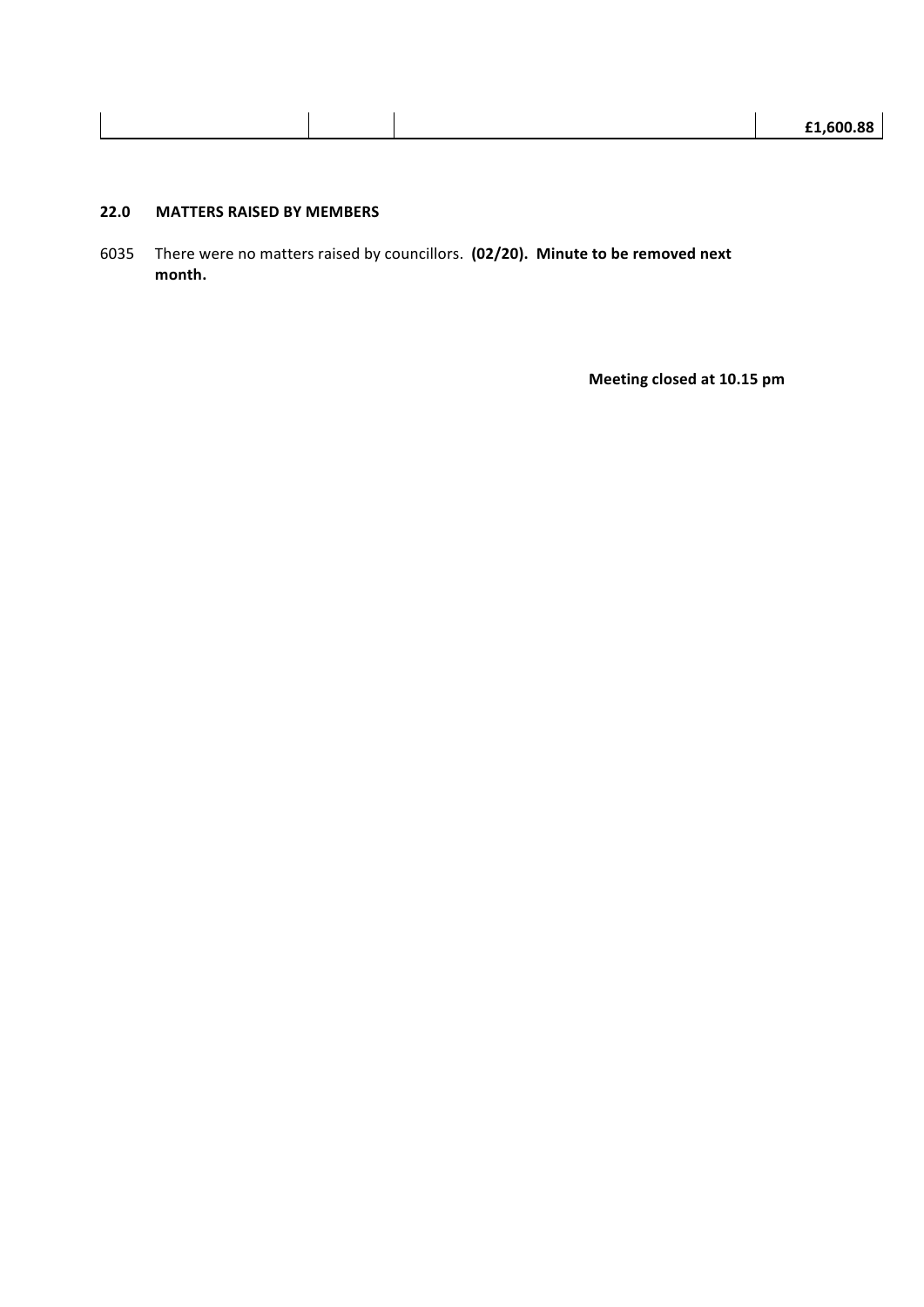| | | | |
|---|---|---|---|
| | | | **£1,600.88** |

**22.0 MATTERS RAISED BY MEMBERS**

6035 There were no matters raised by councillors. **(02/20). Minute to be removed next month.**

**Meeting closed at 10.15 pm**